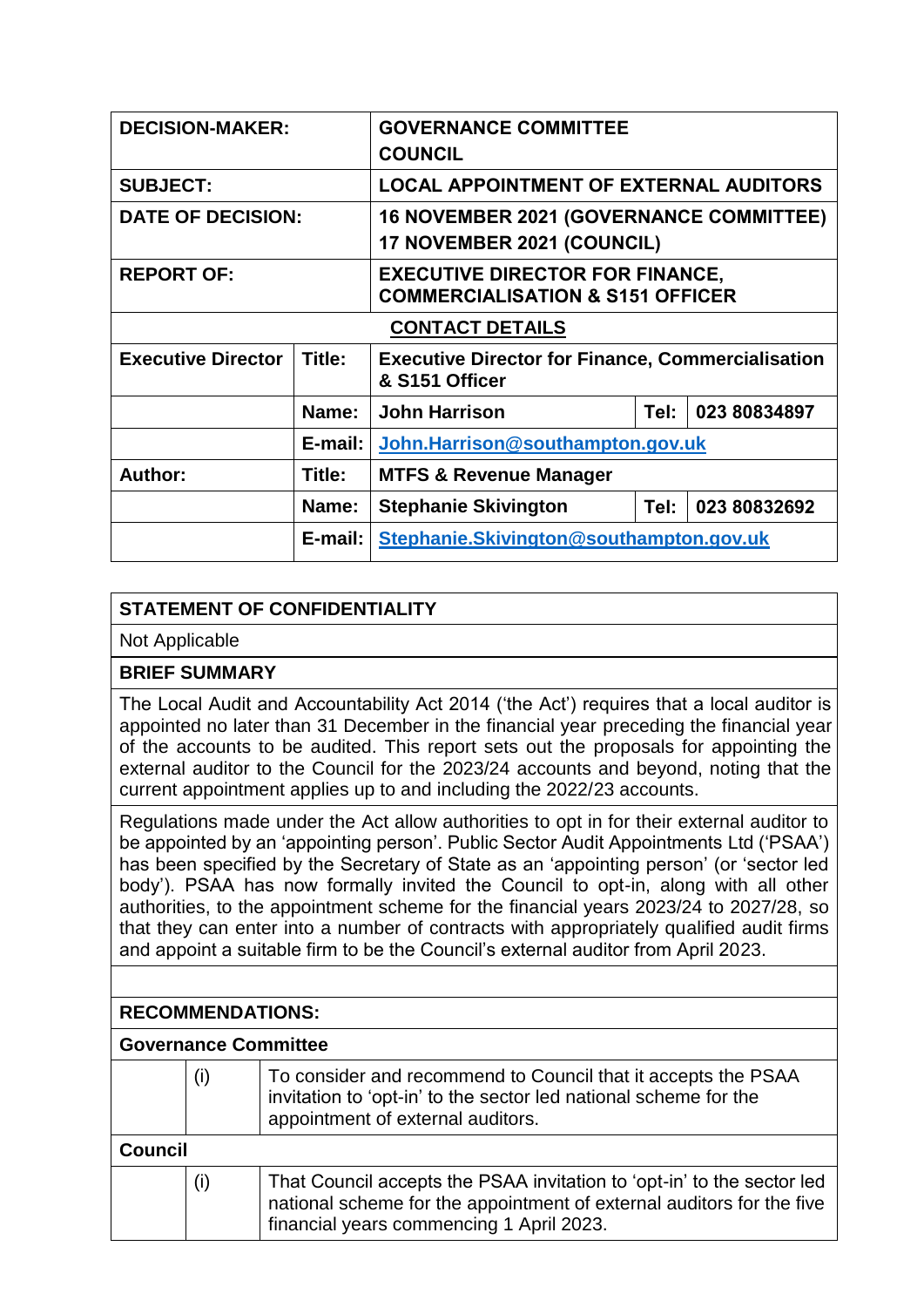| DECISION-MAKER: | | GOVERNANCE COMMITTEE<br>COUNCIL | | |
|---|---|---|---|---|
| **SUBJECT:** | | **LOCAL APPOINTMENT OF EXTERNAL AUDITORS** | | |
| **DATE OF DECISION:** | | **16 NOVEMBER 2021 (GOVERNANCE COMMITTEE)<br>17 NOVEMBER 2021 (COUNCIL)** | | |
| **REPORT OF:** | | **EXECUTIVE DIRECTOR FOR FINANCE, COMMERCIALISATION & S151 OFFICER** | | |
| **CONTACT DETAILS** | | | | |
| **Executive Director** | **Title:** | **Executive Director for Finance, Commercialisation & S151 Officer** | | |
| | **Name:** | **John Harrison** | **Tel:** | **023 80834897** |
| | **E-mail:** | **John.Harrison@southampton.gov.uk** | | |
| **Author:** | **Title:** | **MTFS & Revenue Manager** | | |
| | **Name:** | **Stephanie Skivington** | **Tel:** | **023 80832692** |
| | **E-mail:** | **Stephanie.Skivington@southampton.gov.uk** | | |

**STATEMENT OF CONFIDENTIALITY**

Not Applicable

**BRIEF SUMMARY**

The Local Audit and Accountability Act 2014 ('the Act') requires that a local auditor is appointed no later than 31 December in the financial year preceding the financial year of the accounts to be audited. This report sets out the proposals for appointing the external auditor to the Council for the 2023/24 accounts and beyond, noting that the current appointment applies up to and including the 2022/23 accounts.

Regulations made under the Act allow authorities to opt in for their external auditor to be appointed by an 'appointing person'. Public Sector Audit Appointments Ltd ('PSAA') has been specified by the Secretary of State as an 'appointing person' (or 'sector led body'). PSAA has now formally invited the Council to opt-in, along with all other authorities, to the appointment scheme for the financial years 2023/24 to 2027/28, so that they can enter into a number of contracts with appropriately qualified audit firms and appoint a suitable firm to be the Council's external auditor from April 2023.

**RECOMMENDATIONS:**

**Governance Committee**

| | | |
|---|---|---|
| | (i) | To consider and recommend to Council that it accepts the PSAA invitation to 'opt-in' to the sector led national scheme for the appointment of external auditors. |

**Council**

| | | |
|---|---|---|
| | (i) | That Council accepts the PSAA invitation to 'opt-in' to the sector led national scheme for the appointment of external auditors for the five financial years commencing 1 April 2023. |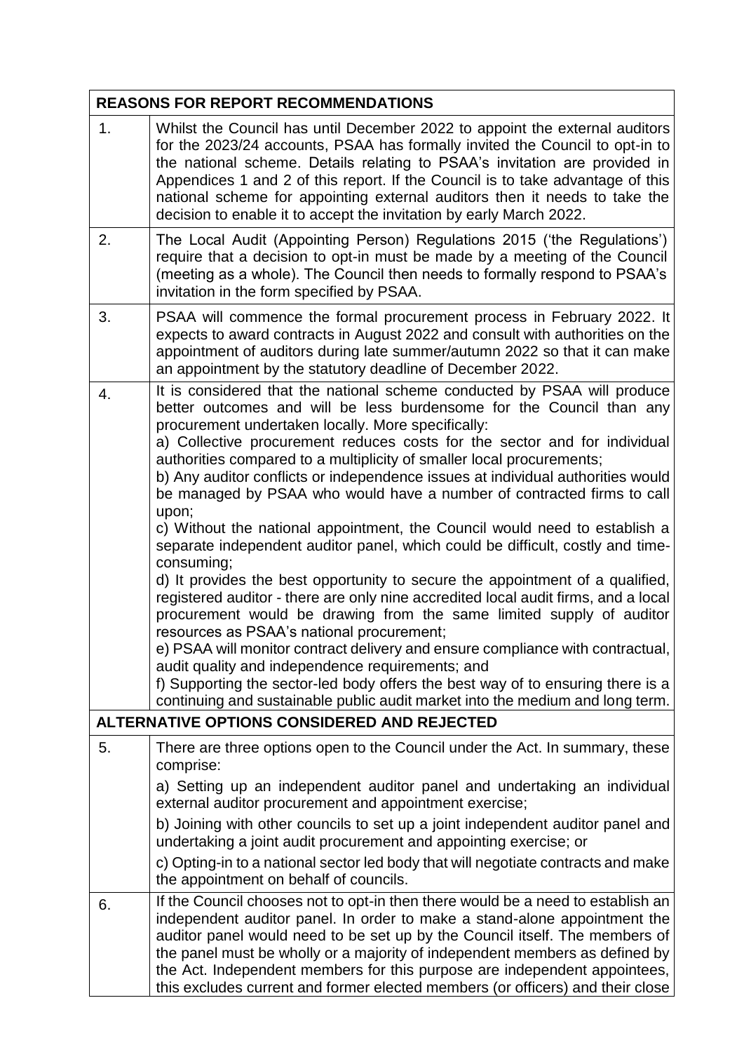| REASONS FOR REPORT RECOMMENDATIONS | |
|---|---|
| 1. | Whilst the Council has until December 2022 to appoint the external auditors for the 2023/24 accounts, PSAA has formally invited the Council to opt-in to the national scheme. Details relating to PSAA's invitation are provided in Appendices 1 and 2 of this report. If the Council is to take advantage of this national scheme for appointing external auditors then it needs to take the decision to enable it to accept the invitation by early March 2022. |
| 2. | The Local Audit (Appointing Person) Regulations 2015 ('the Regulations') require that a decision to opt-in must be made by a meeting of the Council (meeting as a whole). The Council then needs to formally respond to PSAA's invitation in the form specified by PSAA. |
| 3. | PSAA will commence the formal procurement process in February 2022. It expects to award contracts in August 2022 and consult with authorities on the appointment of auditors during late summer/autumn 2022 so that it can make an appointment by the statutory deadline of December 2022. |
| 4. | It is considered that the national scheme conducted by PSAA will produce better outcomes and will be less burdensome for the Council than any procurement undertaken locally. More specifically:<br>a) Collective procurement reduces costs for the sector and for individual authorities compared to a multiplicity of smaller local procurements;<br>b) Any auditor conflicts or independence issues at individual authorities would be managed by PSAA who would have a number of contracted firms to call upon;<br>c) Without the national appointment, the Council would need to establish a separate independent auditor panel, which could be difficult, costly and time-consuming;<br>d) It provides the best opportunity to secure the appointment of a qualified, registered auditor - there are only nine accredited local audit firms, and a local procurement would be drawing from the same limited supply of auditor resources as PSAA's national procurement;<br>e) PSAA will monitor contract delivery and ensure compliance with contractual, audit quality and independence requirements; and<br>f) Supporting the sector-led body offers the best way of to ensuring there is a continuing and sustainable public audit market into the medium and long term. |
| **ALTERNATIVE OPTIONS CONSIDERED AND REJECTED** | |
| 5. | There are three options open to the Council under the Act. In summary, these comprise:<br>a) Setting up an independent auditor panel and undertaking an individual external auditor procurement and appointment exercise;<br>b) Joining with other councils to set up a joint independent auditor panel and undertaking a joint audit procurement and appointing exercise; or<br>c) Opting-in to a national sector led body that will negotiate contracts and make the appointment on behalf of councils. |
| 6. | If the Council chooses not to opt-in then there would be a need to establish an independent auditor panel. In order to make a stand-alone appointment the auditor panel would need to be set up by the Council itself. The members of the panel must be wholly or a majority of independent members as defined by the Act. Independent members for this purpose are independent appointees, this excludes current and former elected members (or officers) and their close |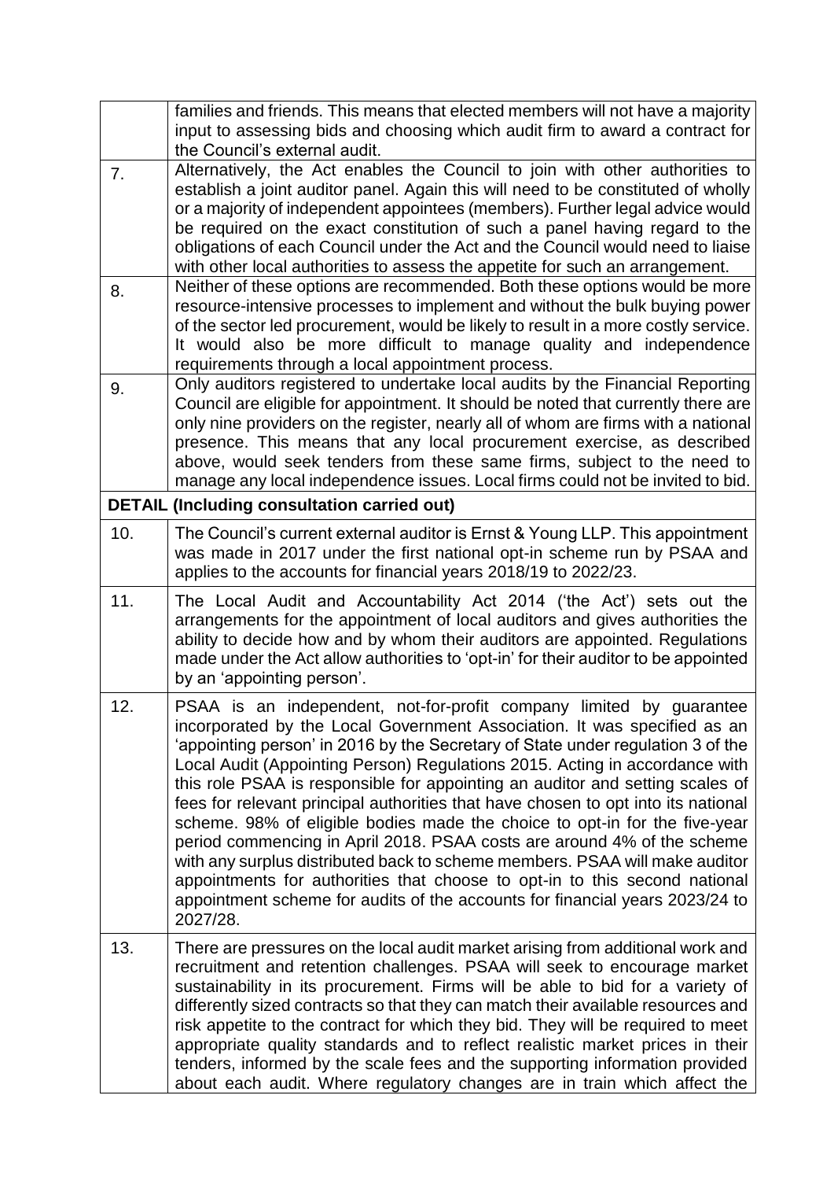| | |
|---|---|
| | families and friends. This means that elected members will not have a majority input to assessing bids and choosing which audit firm to award a contract for the Council's external audit. |
| 7. | Alternatively, the Act enables the Council to join with other authorities to establish a joint auditor panel. Again this will need to be constituted of wholly or a majority of independent appointees (members). Further legal advice would be required on the exact constitution of such a panel having regard to the obligations of each Council under the Act and the Council would need to liaise with other local authorities to assess the appetite for such an arrangement. |
| 8. | Neither of these options are recommended. Both these options would be more resource-intensive processes to implement and without the bulk buying power of the sector led procurement, would be likely to result in a more costly service. It would also be more difficult to manage quality and independence requirements through a local appointment process. |
| 9. | Only auditors registered to undertake local audits by the Financial Reporting Council are eligible for appointment. It should be noted that currently there are only nine providers on the register, nearly all of whom are firms with a national presence. This means that any local procurement exercise, as described above, would seek tenders from these same firms, subject to the need to manage any local independence issues. Local firms could not be invited to bid. |
| **DETAIL (Including consultation carried out)** | |
| 10. | The Council's current external auditor is Ernst & Young LLP. This appointment was made in 2017 under the first national opt-in scheme run by PSAA and applies to the accounts for financial years 2018/19 to 2022/23. |
| 11. | The Local Audit and Accountability Act 2014 ('the Act') sets out the arrangements for the appointment of local auditors and gives authorities the ability to decide how and by whom their auditors are appointed. Regulations made under the Act allow authorities to 'opt-in' for their auditor to be appointed by an 'appointing person'. |
| 12. | PSAA is an independent, not-for-profit company limited by guarantee incorporated by the Local Government Association. It was specified as an 'appointing person' in 2016 by the Secretary of State under regulation 3 of the Local Audit (Appointing Person) Regulations 2015. Acting in accordance with this role PSAA is responsible for appointing an auditor and setting scales of fees for relevant principal authorities that have chosen to opt into its national scheme. 98% of eligible bodies made the choice to opt-in for the five-year period commencing in April 2018. PSAA costs are around 4% of the scheme with any surplus distributed back to scheme members. PSAA will make auditor appointments for authorities that choose to opt-in to this second national appointment scheme for audits of the accounts for financial years 2023/24 to 2027/28. |
| 13. | There are pressures on the local audit market arising from additional work and recruitment and retention challenges. PSAA will seek to encourage market sustainability in its procurement. Firms will be able to bid for a variety of differently sized contracts so that they can match their available resources and risk appetite to the contract for which they bid. They will be required to meet appropriate quality standards and to reflect realistic market prices in their tenders, informed by the scale fees and the supporting information provided about each audit. Where regulatory changes are in train which affect the |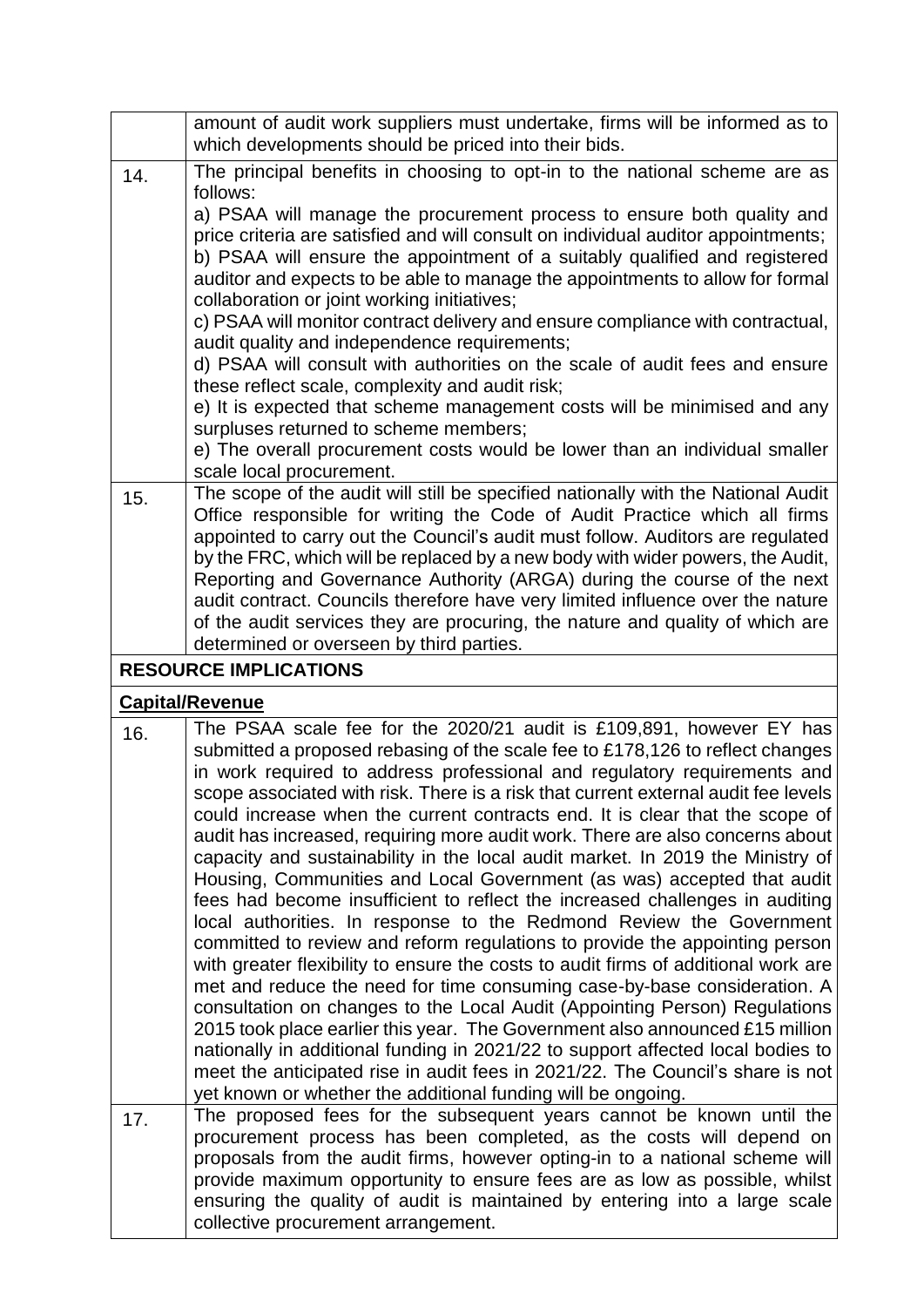|  |  |
|---|---|
|  | amount of audit work suppliers must undertake, firms will be informed as to which developments should be priced into their bids. |
| 14. | The principal benefits in choosing to opt-in to the national scheme are as follows:<br>a) PSAA will manage the procurement process to ensure both quality and price criteria are satisfied and will consult on individual auditor appointments;<br>b) PSAA will ensure the appointment of a suitably qualified and registered auditor and expects to be able to manage the appointments to allow for formal collaboration or joint working initiatives;<br>c) PSAA will monitor contract delivery and ensure compliance with contractual, audit quality and independence requirements;<br>d) PSAA will consult with authorities on the scale of audit fees and ensure these reflect scale, complexity and audit risk;<br>e) It is expected that scheme management costs will be minimised and any surpluses returned to scheme members;<br>e) The overall procurement costs would be lower than an individual smaller scale local procurement. |
| 15. | The scope of the audit will still be specified nationally with the National Audit Office responsible for writing the Code of Audit Practice which all firms appointed to carry out the Council's audit must follow. Auditors are regulated by the FRC, which will be replaced by a new body with wider powers, the Audit, Reporting and Governance Authority (ARGA) during the course of the next audit contract. Councils therefore have very limited influence over the nature of the audit services they are procuring, the nature and quality of which are determined or overseen by third parties. |
| **RESOURCE IMPLICATIONS** |  |
| **Capital/Revenue** |  |
| 16. | The PSAA scale fee for the 2020/21 audit is £109,891, however EY has submitted a proposed rebasing of the scale fee to £178,126 to reflect changes in work required to address professional and regulatory requirements and scope associated with risk. There is a risk that current external audit fee levels could increase when the current contracts end. It is clear that the scope of audit has increased, requiring more audit work. There are also concerns about capacity and sustainability in the local audit market. In 2019 the Ministry of Housing, Communities and Local Government (as was) accepted that audit fees had become insufficient to reflect the increased challenges in auditing local authorities. In response to the Redmond Review the Government committed to review and reform regulations to provide the appointing person with greater flexibility to ensure the costs to audit firms of additional work are met and reduce the need for time consuming case-by-base consideration. A consultation on changes to the Local Audit (Appointing Person) Regulations 2015 took place earlier this year. The Government also announced £15 million nationally in additional funding in 2021/22 to support affected local bodies to meet the anticipated rise in audit fees in 2021/22. The Council's share is not yet known or whether the additional funding will be ongoing. |
| 17. | The proposed fees for the subsequent years cannot be known until the procurement process has been completed, as the costs will depend on proposals from the audit firms, however opting-in to a national scheme will provide maximum opportunity to ensure fees are as low as possible, whilst ensuring the quality of audit is maintained by entering into a large scale collective procurement arrangement. |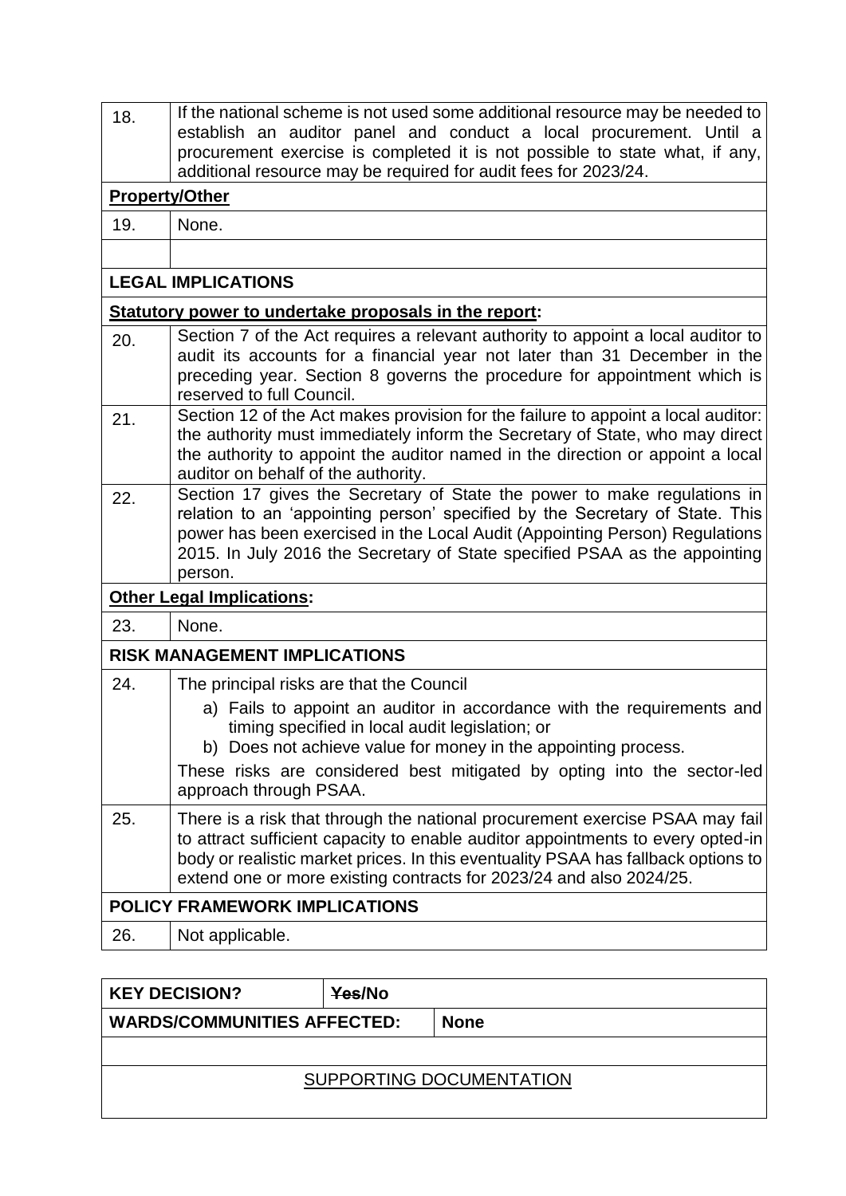| | |
|---|---|
| 18. | If the national scheme is not used some additional resource may be needed to establish an auditor panel and conduct a local procurement. Until a procurement exercise is completed it is not possible to state what, if any, additional resource may be required for audit fees for 2023/24. |
| **Property/Other** | |
| 19. | None. |
| | |
| **LEGAL IMPLICATIONS** | |
| **Statutory power to undertake proposals in the report:** | |
| 20. | Section 7 of the Act requires a relevant authority to appoint a local auditor to audit its accounts for a financial year not later than 31 December in the preceding year. Section 8 governs the procedure for appointment which is reserved to full Council. |
| 21. | Section 12 of the Act makes provision for the failure to appoint a local auditor: the authority must immediately inform the Secretary of State, who may direct the authority to appoint the auditor named in the direction or appoint a local auditor on behalf of the authority. |
| 22. | Section 17 gives the Secretary of State the power to make regulations in relation to an 'appointing person' specified by the Secretary of State. This power has been exercised in the Local Audit (Appointing Person) Regulations 2015. In July 2016 the Secretary of State specified PSAA as the appointing person. |
| **Other Legal Implications:** | |
| 23. | None. |
| **RISK MANAGEMENT IMPLICATIONS** | |
| 24. | The principal risks are that the Council<br>a) Fails to appoint an auditor in accordance with the requirements and timing specified in local audit legislation; or<br>b) Does not achieve value for money in the appointing process.<br>These risks are considered best mitigated by opting into the sector-led approach through PSAA. |
| 25. | There is a risk that through the national procurement exercise PSAA may fail to attract sufficient capacity to enable auditor appointments to every opted-in body or realistic market prices. In this eventuality PSAA has fallback options to extend one or more existing contracts for 2023/24 and also 2024/25. |
| **POLICY FRAMEWORK IMPLICATIONS** | |
| 26. | Not applicable. |

| | | |
|---|---|---|
| **KEY DECISION?** | **~~Yes~~/No** | |
| **WARDS/COMMUNITIES AFFECTED:** | | **None** |
| | | |
| SUPPORTING DOCUMENTATION | | |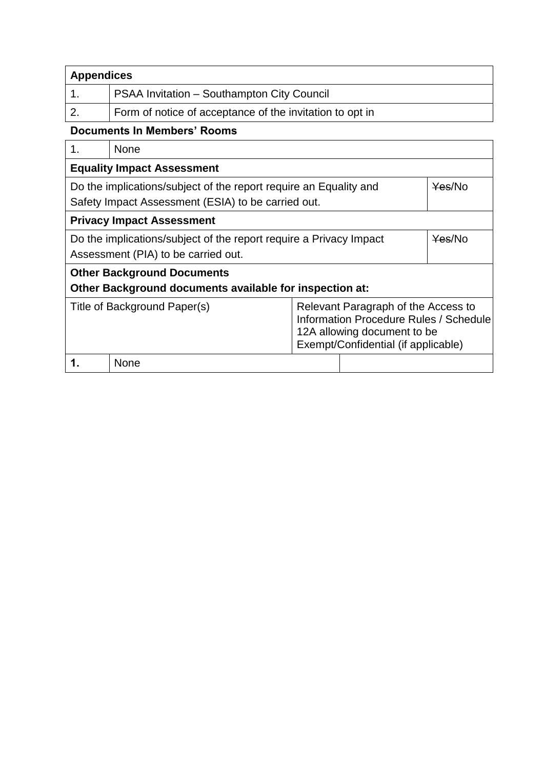| **Appendices** | |
|---|---|
| 1. | PSAA Invitation – Southampton City Council |
| 2. | Form of notice of acceptance of the invitation to opt in |

**Documents In Members' Rooms**

| | |
|---|---|
| 1. | None |

| **Equality Impact Assessment** | |
|---|---|
| Do the implications/subject of the report require an Equality and Safety Impact Assessment (ESIA) to be carried out. | ~~Yes~~/No |

| **Privacy Impact Assessment** | |
|---|---|
| Do the implications/subject of the report require a Privacy Impact Assessment (PIA) to be carried out. | ~~Yes~~/No |

**Other Background Documents**
**Other Background documents available for inspection at:**

| Title of Background Paper(s) | | Relevant Paragraph of the Access to Information Procedure Rules / Schedule 12A allowing document to be Exempt/Confidential (if applicable) |
|---|---|---|
| **1.** | None | |